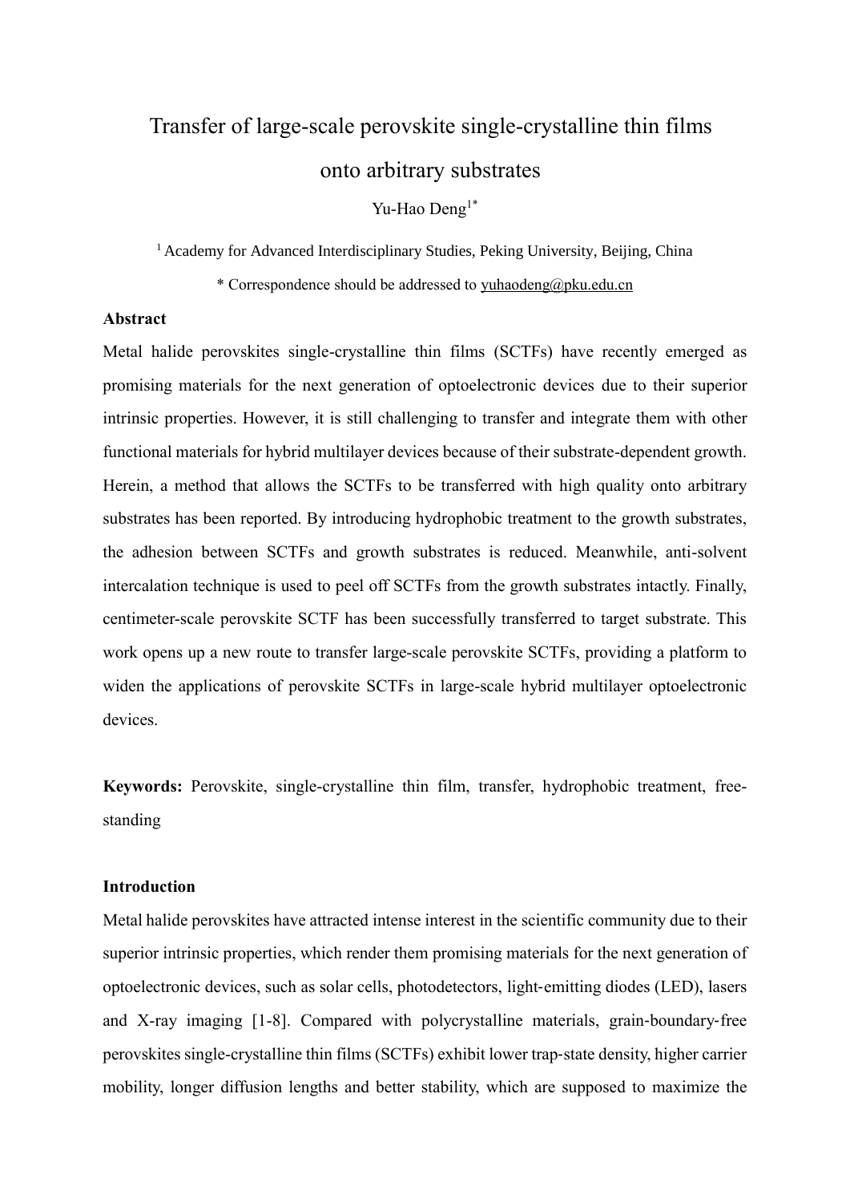# Transfer of large-scale perovskite single-crystalline thin films onto arbitrary substrates

Yu-Hao Deng[1*]

[1] Academy for Advanced Interdisciplinary Studies, Peking University, Beijing, China

* Correspondence should be addressed to yuhaodeng@pku.edu.cn

**Abstract**

Metal halide perovskites single-crystalline thin films (SCTFs) have recently emerged as promising materials for the next generation of optoelectronic devices due to their superior intrinsic properties. However, it is still challenging to transfer and integrate them with other functional materials for hybrid multilayer devices because of their substrate-dependent growth. Herein, a method that allows the SCTFs to be transferred with high quality onto arbitrary substrates has been reported. By introducing hydrophobic treatment to the growth substrates, the adhesion between SCTFs and growth substrates is reduced. Meanwhile, anti-solvent intercalation technique is used to peel off SCTFs from the growth substrates intactly. Finally, centimeter-scale perovskite SCTF has been successfully transferred to target substrate. This work opens up a new route to transfer large-scale perovskite SCTFs, providing a platform to widen the applications of perovskite SCTFs in large-scale hybrid multilayer optoelectronic devices.

**Keywords:** Perovskite, single-crystalline thin film, transfer, hydrophobic treatment, free-standing

**Introduction**

Metal halide perovskites have attracted intense interest in the scientific community due to their superior intrinsic properties, which render them promising materials for the next generation of optoelectronic devices, such as solar cells, photodetectors, light-emitting diodes (LED), lasers and X-ray imaging [1-8]. Compared with polycrystalline materials, grain-boundary-free perovskites single-crystalline thin films (SCTFs) exhibit lower trap-state density, higher carrier mobility, longer diffusion lengths and better stability, which are supposed to maximize the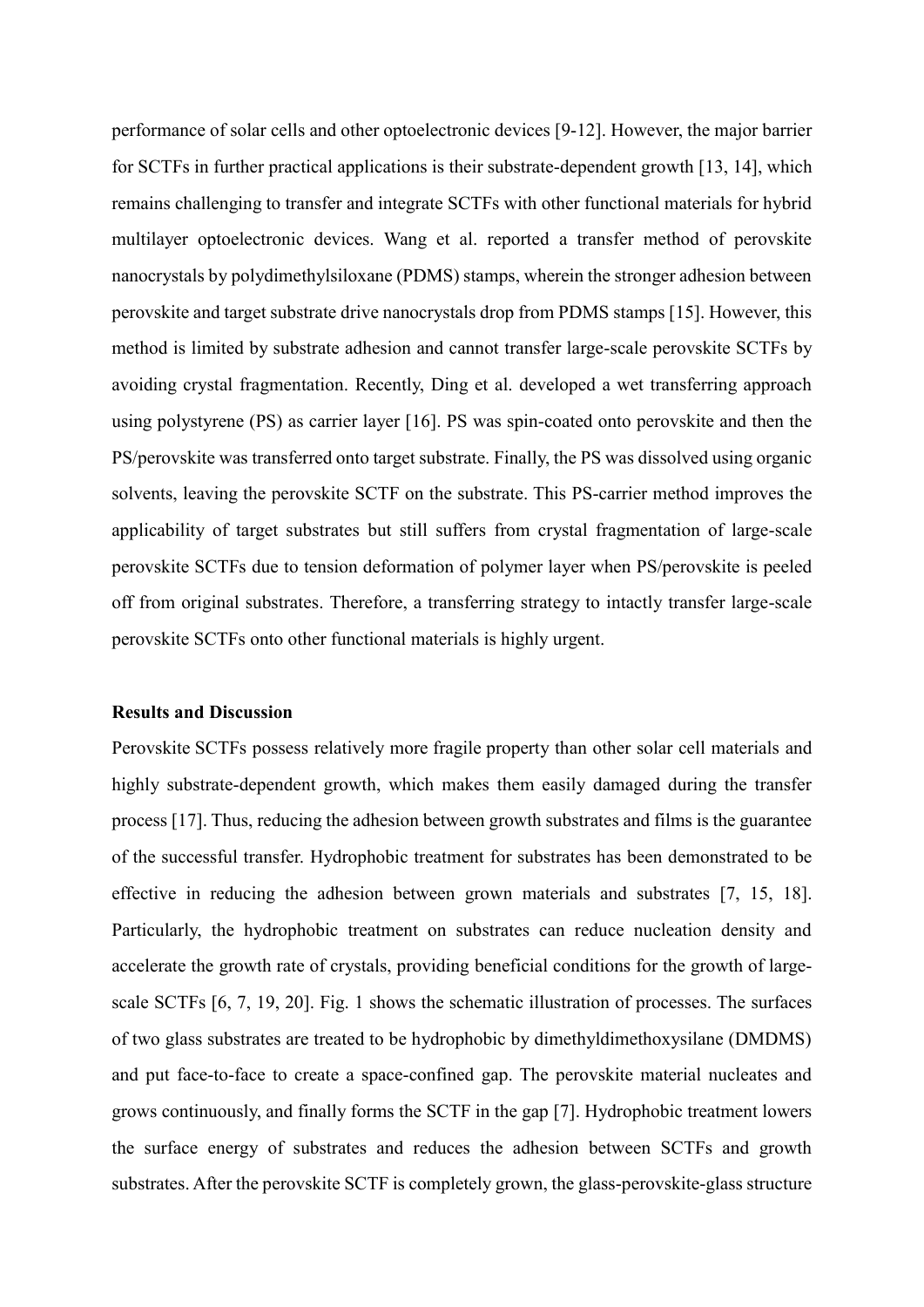performance of solar cells and other optoelectronic devices [9-12]. However, the major barrier for SCTFs in further practical applications is their substrate-dependent growth [13, 14], which remains challenging to transfer and integrate SCTFs with other functional materials for hybrid multilayer optoelectronic devices. Wang et al. reported a transfer method of perovskite nanocrystals by polydimethylsiloxane (PDMS) stamps, wherein the stronger adhesion between perovskite and target substrate drive nanocrystals drop from PDMS stamps [15]. However, this method is limited by substrate adhesion and cannot transfer large-scale perovskite SCTFs by avoiding crystal fragmentation. Recently, Ding et al. developed a wet transferring approach using polystyrene (PS) as carrier layer [16]. PS was spin-coated onto perovskite and then the PS/perovskite was transferred onto target substrate. Finally, the PS was dissolved using organic solvents, leaving the perovskite SCTF on the substrate. This PS-carrier method improves the applicability of target substrates but still suffers from crystal fragmentation of large-scale perovskite SCTFs due to tension deformation of polymer layer when PS/perovskite is peeled off from original substrates. Therefore, a transferring strategy to intactly transfer large-scale perovskite SCTFs onto other functional materials is highly urgent.

**Results and Discussion**

Perovskite SCTFs possess relatively more fragile property than other solar cell materials and highly substrate-dependent growth, which makes them easily damaged during the transfer process [17]. Thus, reducing the adhesion between growth substrates and films is the guarantee of the successful transfer. Hydrophobic treatment for substrates has been demonstrated to be effective in reducing the adhesion between grown materials and substrates [7, 15, 18]. Particularly, the hydrophobic treatment on substrates can reduce nucleation density and accelerate the growth rate of crystals, providing beneficial conditions for the growth of large-scale SCTFs [6, 7, 19, 20]. Fig. 1 shows the schematic illustration of processes. The surfaces of two glass substrates are treated to be hydrophobic by dimethyldimethoxysilane (DMDMS) and put face-to-face to create a space-confined gap. The perovskite material nucleates and grows continuously, and finally forms the SCTF in the gap [7]. Hydrophobic treatment lowers the surface energy of substrates and reduces the adhesion between SCTFs and growth substrates. After the perovskite SCTF is completely grown, the glass-perovskite-glass structure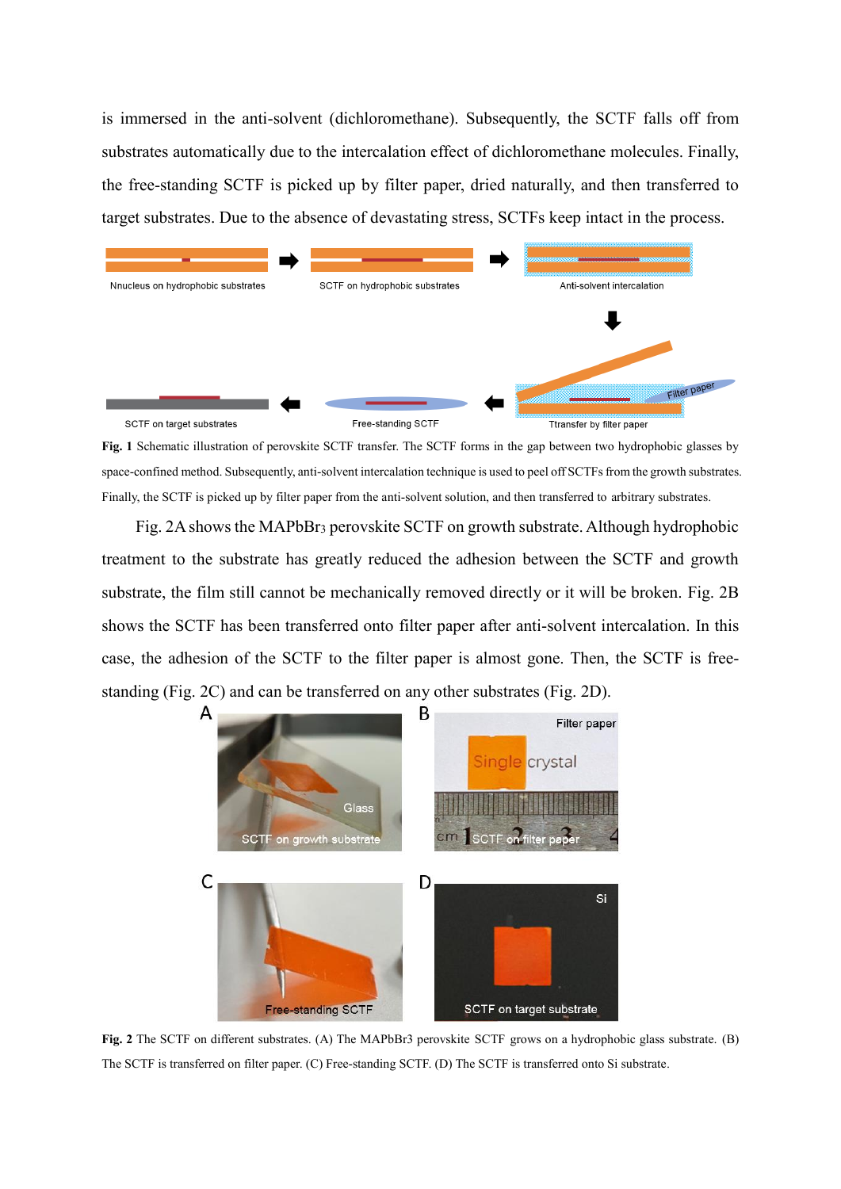is immersed in the anti-solvent (dichloromethane). Subsequently, the SCTF falls off from substrates automatically due to the intercalation effect of dichloromethane molecules. Finally, the free-standing SCTF is picked up by filter paper, dried naturally, and then transferred to target substrates. Due to the absence of devastating stress, SCTFs keep intact in the process.

**Fig. 1** Schematic illustration of perovskite SCTF transfer. The SCTF forms in the gap between two hydrophobic glasses by space-confined method. Subsequently, anti-solvent intercalation technique is used to peel off SCTFs from the growth substrates. Finally, the SCTF is picked up by filter paper from the anti-solvent solution, and then transferred to arbitrary substrates.

Fig. 2A shows the $MAPbBr_3$ perovskite SCTF on growth substrate. Although hydrophobic treatment to the substrate has greatly reduced the adhesion between the SCTF and growth substrate, the film still cannot be mechanically removed directly or it will be broken. Fig. 2B shows the SCTF has been transferred onto filter paper after anti-solvent intercalation. In this case, the adhesion of the SCTF to the filter paper is almost gone. Then, the SCTF is free-standing (Fig. 2C) and can be transferred on any other substrates (Fig. 2D).

**Fig. 2** The SCTF on different substrates. (A) The MAPbBr3 perovskite SCTF grows on a hydrophobic glass substrate. (B) The SCTF is transferred on filter paper. (C) Free-standing SCTF. (D) The SCTF is transferred onto Si substrate.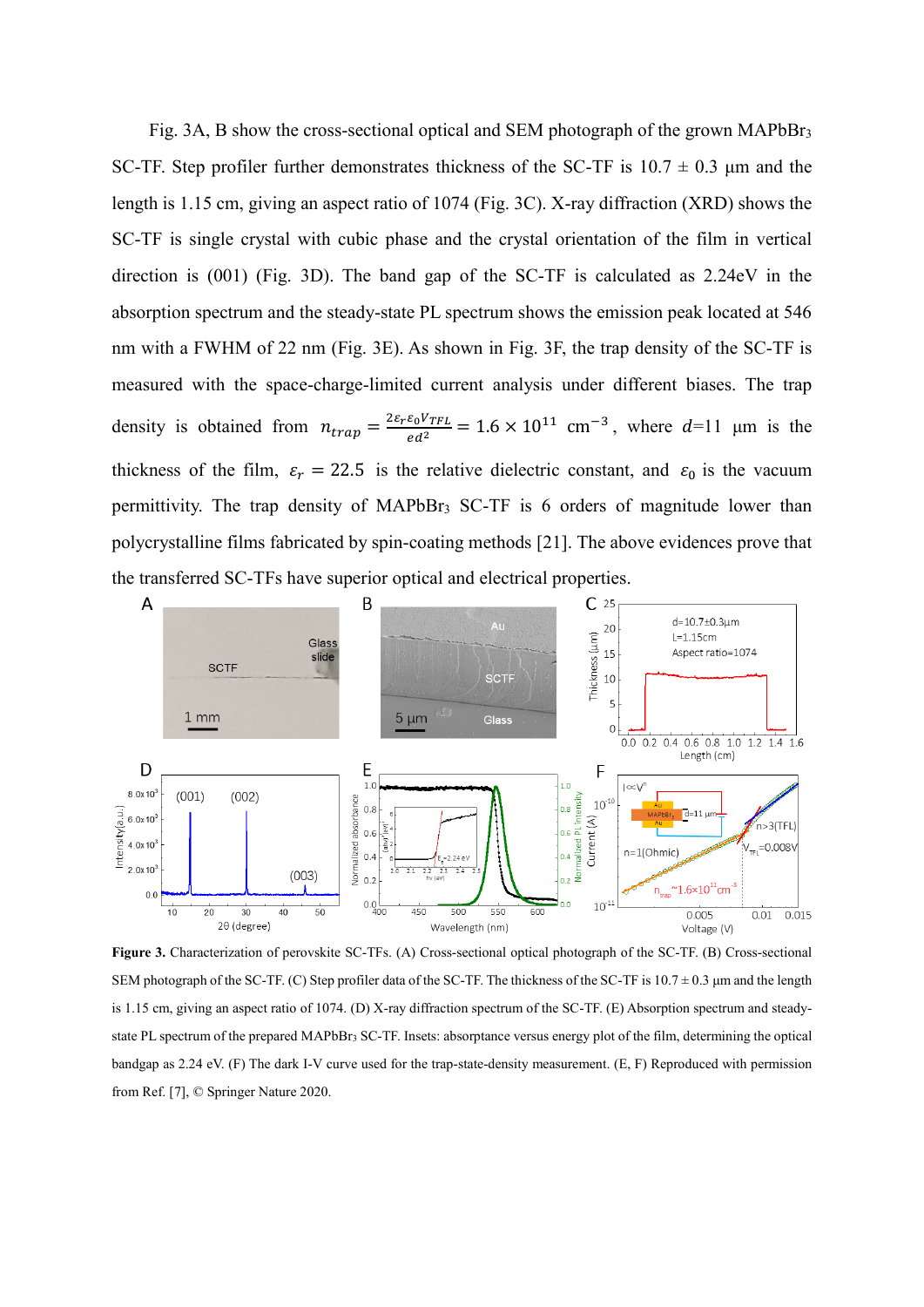Fig. 3A, B show the cross-sectional optical and SEM photograph of the grown $MAPbBr_3$ SC-TF. Step profiler further demonstrates thickness of the SC-TF is 10.7 ± 0.3 μm and the length is 1.15 cm, giving an aspect ratio of 1074 (Fig. 3C). X-ray diffraction (XRD) shows the SC-TF is single crystal with cubic phase and the crystal orientation of the film in vertical direction is (001) (Fig. 3D). The band gap of the SC-TF is calculated as 2.24eV in the absorption spectrum and the steady-state PL spectrum shows the emission peak located at 546 nm with a FWHM of 22 nm (Fig. 3E). As shown in Fig. 3F, the trap density of the SC-TF is measured with the space-charge-limited current analysis under different biases. The trap density is obtained from $n_{trap} = \frac{2\varepsilon_r \varepsilon_0 V_{TFL}}{ed^2} = 1.6 \times 10^{11}$ $cm^{-3}$, where $d$=11 μm is the thickness of the film, $\varepsilon_r = 22.5$ is the relative dielectric constant, and $\varepsilon_0$ is the vacuum permittivity. The trap density of $MAPbBr_3$ SC-TF is 6 orders of magnitude lower than polycrystalline films fabricated by spin-coating methods [21]. The above evidences prove that the transferred SC-TFs have superior optical and electrical properties.

**Figure 3.** Characterization of perovskite SC-TFs. (A) Cross-sectional optical photograph of the SC-TF. (B) Cross-sectional SEM photograph of the SC-TF. (C) Step profiler data of the SC-TF. The thickness of the SC-TF is 10.7 ± 0.3 μm and the length is 1.15 cm, giving an aspect ratio of 1074. (D) X-ray diffraction spectrum of the SC-TF. (E) Absorption spectrum and steady-state PL spectrum of the prepared $MAPbBr_3$ SC-TF. Insets: absorptance versus energy plot of the film, determining the optical bandgap as 2.24 eV. (F) The dark I-V curve used for the trap-state-density measurement. (E, F) Reproduced with permission from Ref. [7], © Springer Nature 2020.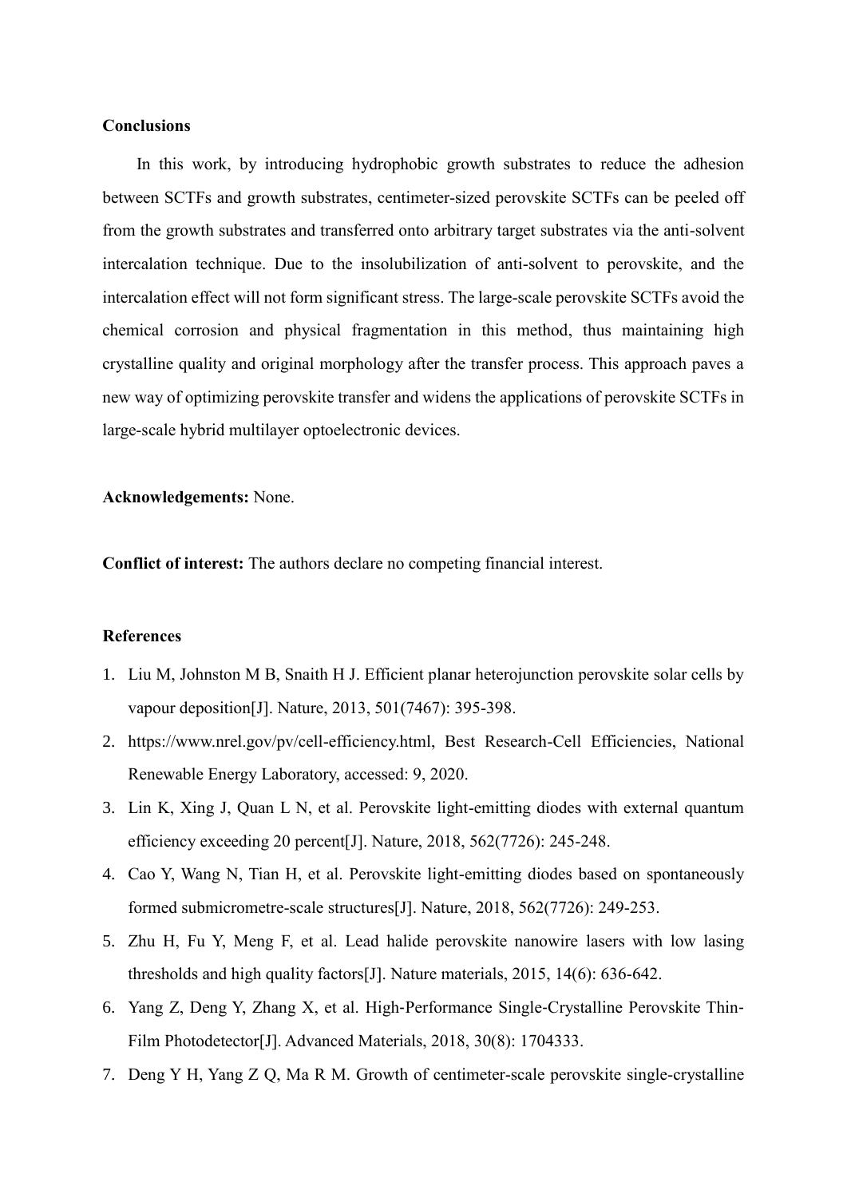## Conclusions

In this work, by introducing hydrophobic growth substrates to reduce the adhesion between SCTFs and growth substrates, centimeter-sized perovskite SCTFs can be peeled off from the growth substrates and transferred onto arbitrary target substrates via the anti-solvent intercalation technique. Due to the insolubilization of anti-solvent to perovskite, and the intercalation effect will not form significant stress. The large-scale perovskite SCTFs avoid the chemical corrosion and physical fragmentation in this method, thus maintaining high crystalline quality and original morphology after the transfer process. This approach paves a new way of optimizing perovskite transfer and widens the applications of perovskite SCTFs in large-scale hybrid multilayer optoelectronic devices.

**Acknowledgements:** None.

**Conflict of interest:** The authors declare no competing financial interest.

## References

1. Liu M, Johnston M B, Snaith H J. Efficient planar heterojunction perovskite solar cells by vapour deposition[J]. Nature, 2013, 501(7467): 395-398.
2. https://www.nrel.gov/pv/cell-efficiency.html, Best Research-Cell Efficiencies, National Renewable Energy Laboratory, accessed: 9, 2020.
3. Lin K, Xing J, Quan L N, et al. Perovskite light-emitting diodes with external quantum efficiency exceeding 20 percent[J]. Nature, 2018, 562(7726): 245-248.
4. Cao Y, Wang N, Tian H, et al. Perovskite light-emitting diodes based on spontaneously formed submicrometre-scale structures[J]. Nature, 2018, 562(7726): 249-253.
5. Zhu H, Fu Y, Meng F, et al. Lead halide perovskite nanowire lasers with low lasing thresholds and high quality factors[J]. Nature materials, 2015, 14(6): 636-642.
6. Yang Z, Deng Y, Zhang X, et al. High‐Performance Single‐Crystalline Perovskite Thin‐Film Photodetector[J]. Advanced Materials, 2018, 30(8): 1704333.
7. Deng Y H, Yang Z Q, Ma R M. Growth of centimeter-scale perovskite single-crystalline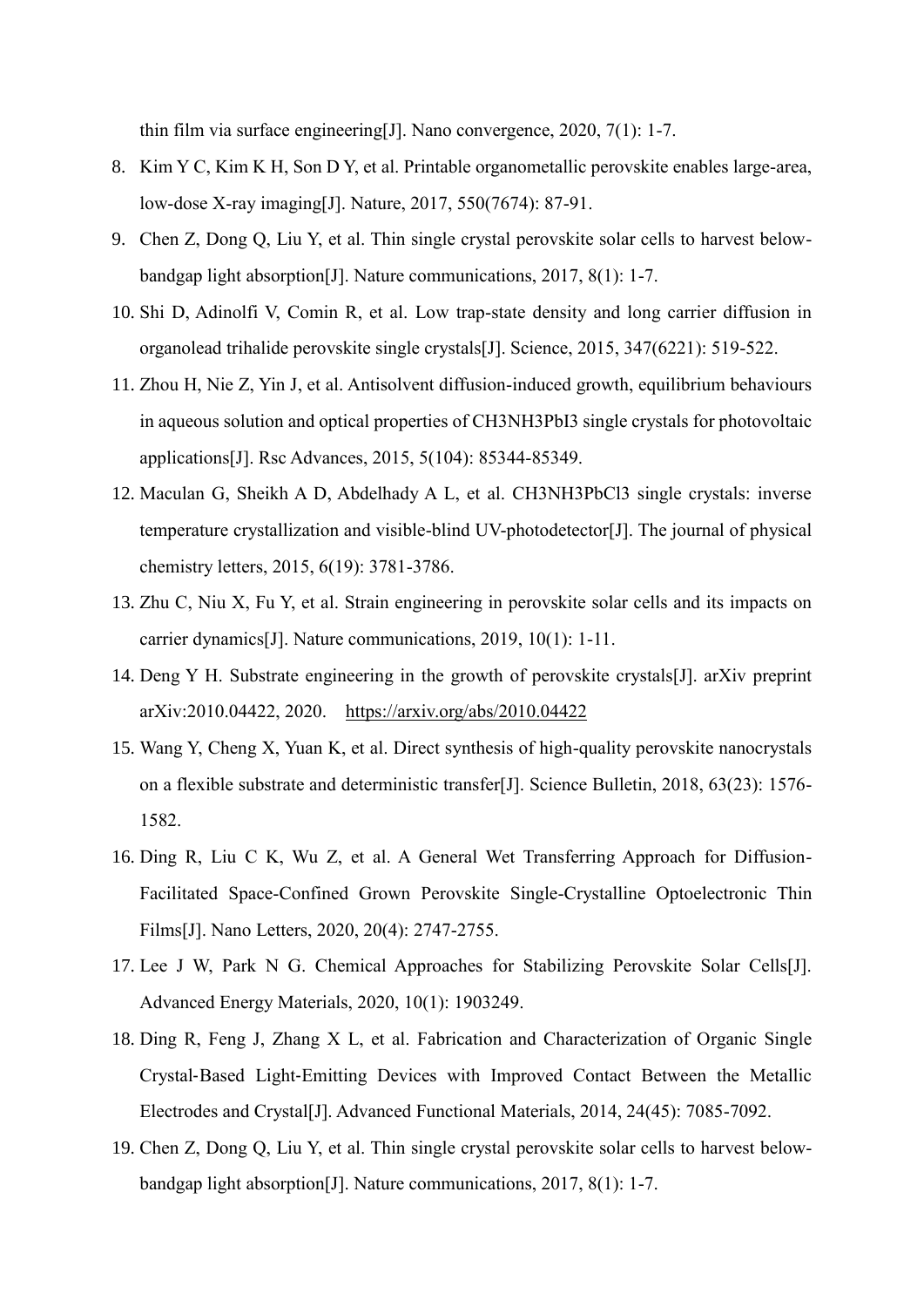thin film via surface engineering[J]. Nano convergence, 2020, 7(1): 1-7.

8. Kim Y C, Kim K H, Son D Y, et al. Printable organometallic perovskite enables large-area, low-dose X-ray imaging[J]. Nature, 2017, 550(7674): 87-91.
9. Chen Z, Dong Q, Liu Y, et al. Thin single crystal perovskite solar cells to harvest below-bandgap light absorption[J]. Nature communications, 2017, 8(1): 1-7.
10. Shi D, Adinolfi V, Comin R, et al. Low trap-state density and long carrier diffusion in organolead trihalide perovskite single crystals[J]. Science, 2015, 347(6221): 519-522.
11. Zhou H, Nie Z, Yin J, et al. Antisolvent diffusion-induced growth, equilibrium behaviours in aqueous solution and optical properties of $CH_3NH_3PbI_3$ single crystals for photovoltaic applications[J]. Rsc Advances, 2015, 5(104): 85344-85349.
12. Maculan G, Sheikh A D, Abdelhady A L, et al. $CH_3NH_3PbCl_3$ single crystals: inverse temperature crystallization and visible-blind UV-photodetector[J]. The journal of physical chemistry letters, 2015, 6(19): 3781-3786.
13. Zhu C, Niu X, Fu Y, et al. Strain engineering in perovskite solar cells and its impacts on carrier dynamics[J]. Nature communications, 2019, 10(1): 1-11.
14. Deng Y H. Substrate engineering in the growth of perovskite crystals[J]. arXiv preprint arXiv:2010.04422, 2020. https://arxiv.org/abs/2010.04422
15. Wang Y, Cheng X, Yuan K, et al. Direct synthesis of high-quality perovskite nanocrystals on a flexible substrate and deterministic transfer[J]. Science Bulletin, 2018, 63(23): 1576-1582.
16. Ding R, Liu C K, Wu Z, et al. A General Wet Transferring Approach for Diffusion-Facilitated Space-Confined Grown Perovskite Single-Crystalline Optoelectronic Thin Films[J]. Nano Letters, 2020, 20(4): 2747-2755.
17. Lee J W, Park N G. Chemical Approaches for Stabilizing Perovskite Solar Cells[J]. Advanced Energy Materials, 2020, 10(1): 1903249.
18. Ding R, Feng J, Zhang X L, et al. Fabrication and Characterization of Organic Single Crystal-Based Light-Emitting Devices with Improved Contact Between the Metallic Electrodes and Crystal[J]. Advanced Functional Materials, 2014, 24(45): 7085-7092.
19. Chen Z, Dong Q, Liu Y, et al. Thin single crystal perovskite solar cells to harvest below-bandgap light absorption[J]. Nature communications, 2017, 8(1): 1-7.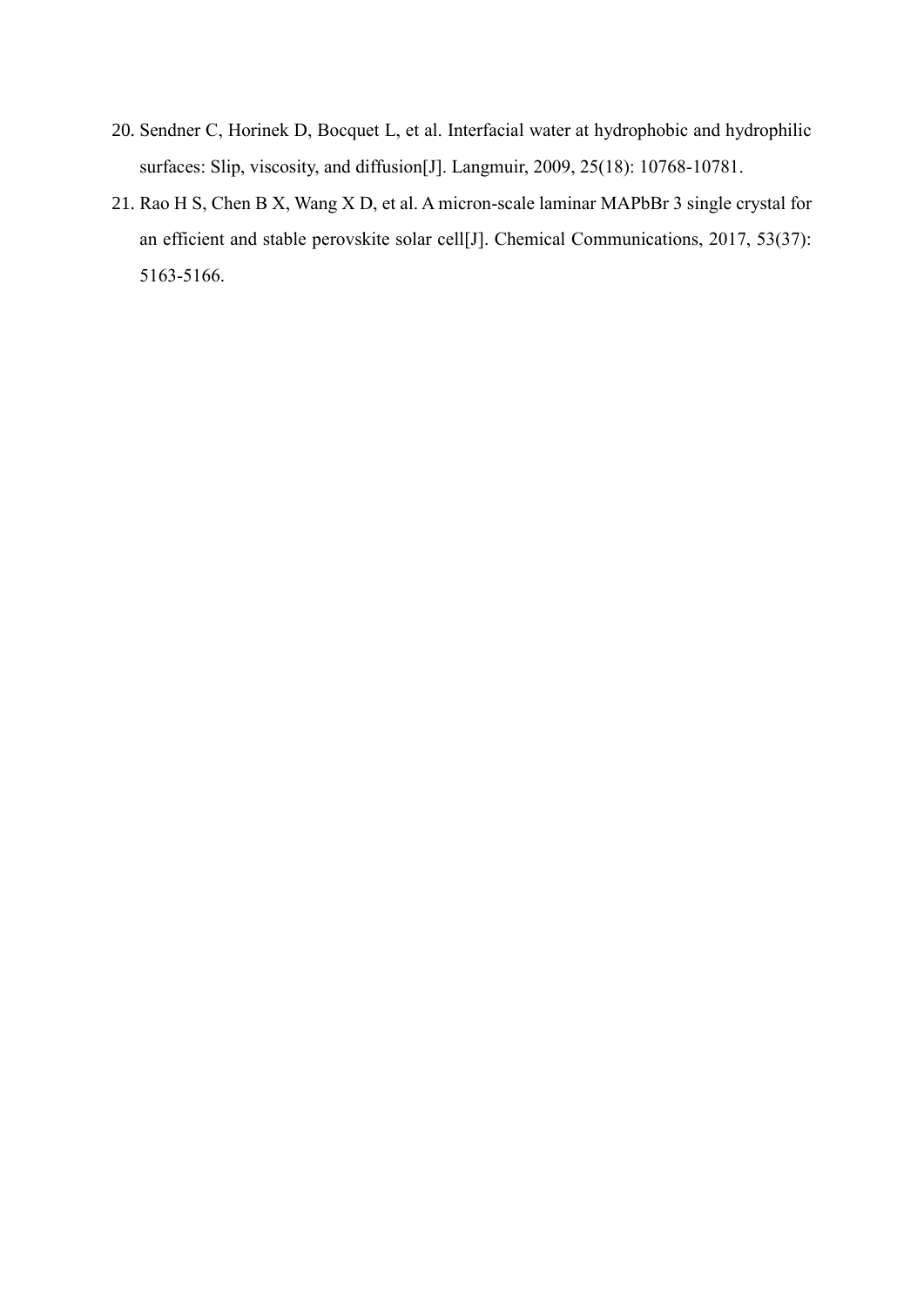20. Sendner C, Horinek D, Bocquet L, et al. Interfacial water at hydrophobic and hydrophilic surfaces: Slip, viscosity, and diffusion[J]. Langmuir, 2009, 25(18): 10768-10781.
21. Rao H S, Chen B X, Wang X D, et al. A micron-scale laminar MAPbBr 3 single crystal for an efficient and stable perovskite solar cell[J]. Chemical Communications, 2017, 53(37): 5163-5166.